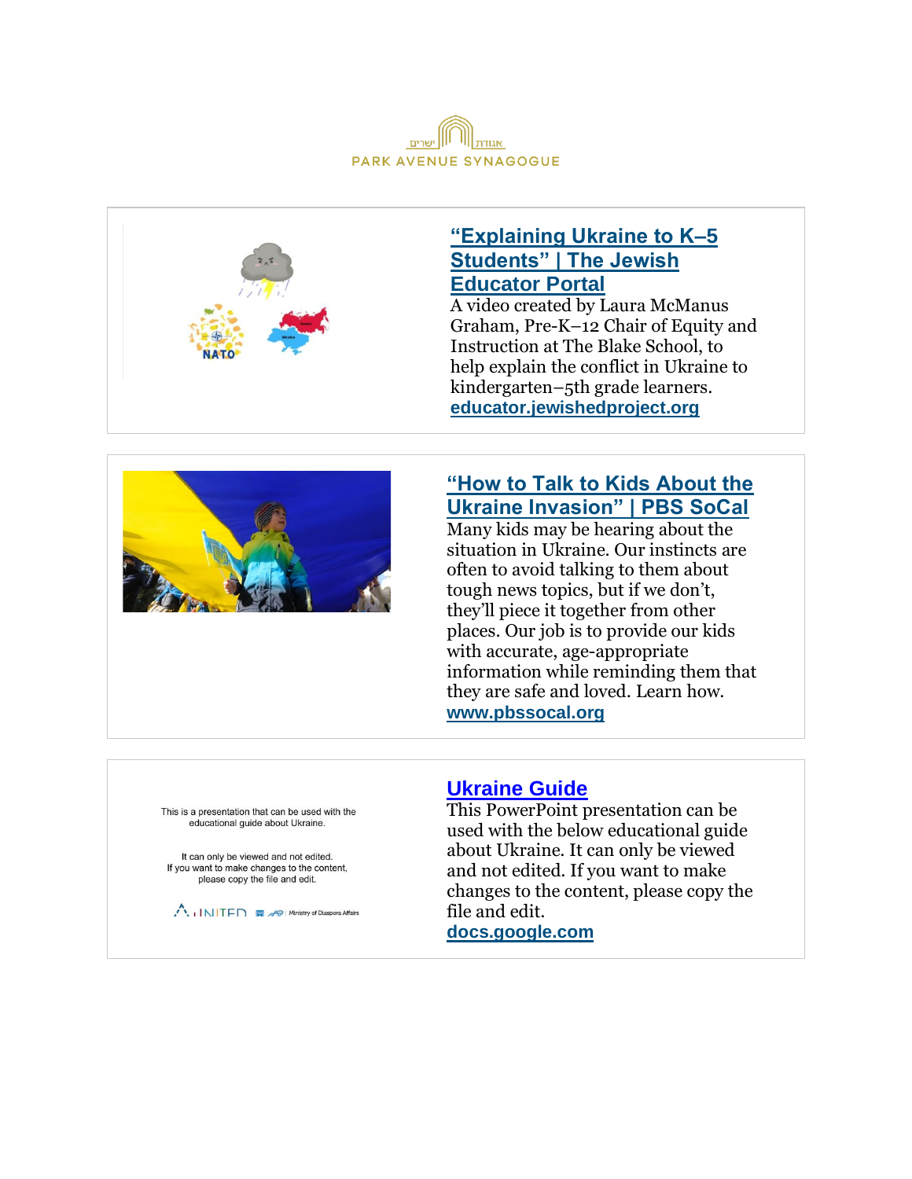אגודת ישרים

PARK AVENUE SYNAGOGUE

## “Explaining Ukraine to K–5 Students” | The Jewish Educator Portal

A video created by Laura McManus Graham, Pre-K–12 Chair of Equity and Instruction at The Blake School, to help explain the conflict in Ukraine to kindergarten–5th grade learners.

educator.jewishedproject.org

## “How to Talk to Kids About the Ukraine Invasion” | PBS SoCal

Many kids may be hearing about the situation in Ukraine. Our instincts are often to avoid talking to them about tough news topics, but if we don’t, they’ll piece it together from other places. Our job is to provide our kids with accurate, age-appropriate information while reminding them that they are safe and loved. Learn how.

www.pbssocal.org

This is a presentation that can be used with the educational guide about Ukraine.

It can only be viewed and not edited.
If you want to make changes to the content, please copy the file and edit.

UNITED | Ministry of Diaspora Affairs

## Ukraine Guide

This PowerPoint presentation can be used with the below educational guide about Ukraine. It can only be viewed and not edited. If you want to make changes to the content, please copy the file and edit.

docs.google.com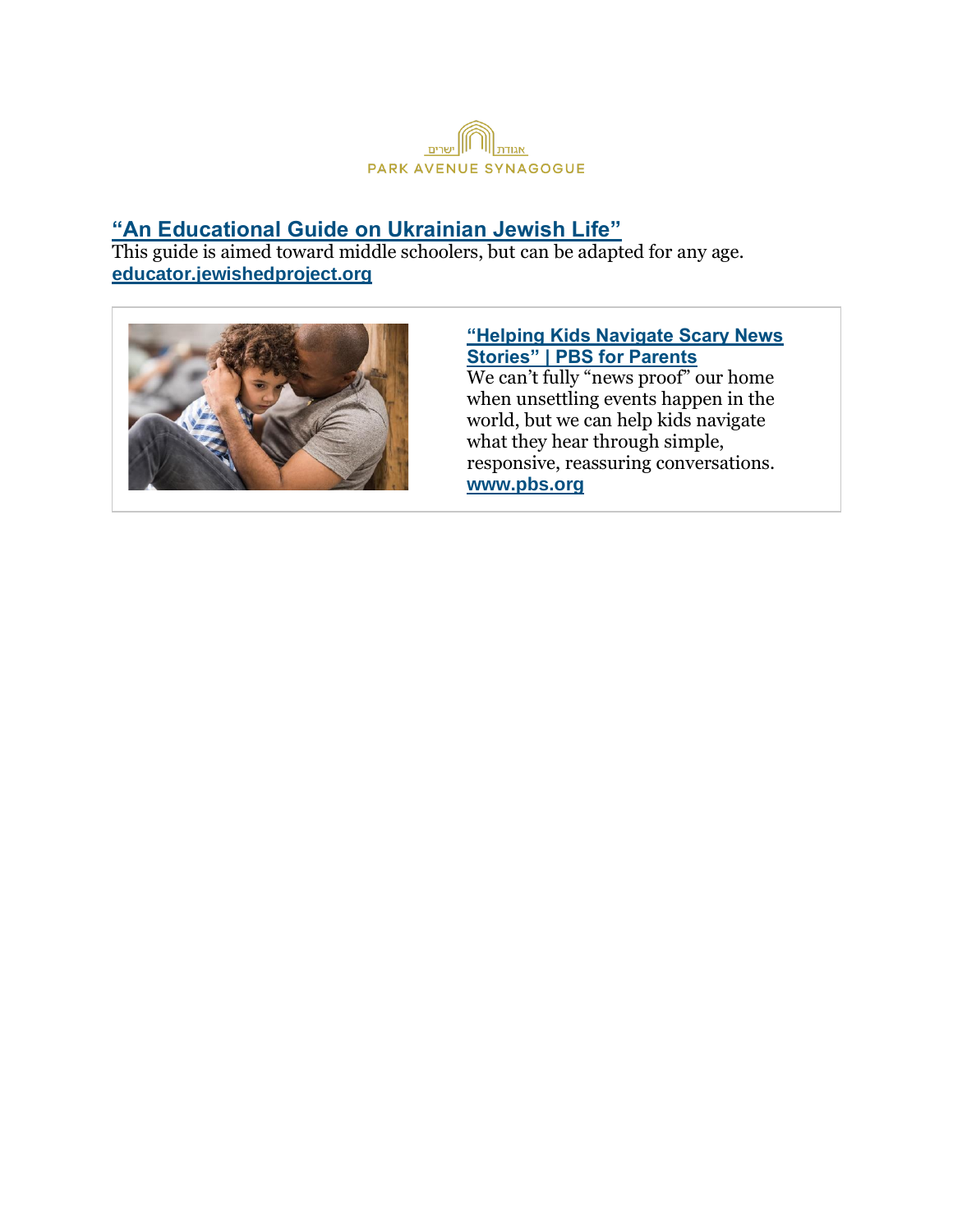**"An Educational Guide on Ukrainian Jewish Life"**

This guide is aimed toward middle schoolers, but can be adapted for any age.

**educator.jewishedproject.org**

**"Helping Kids Navigate Scary News Stories" | PBS for Parents**

We can't fully "news proof" our home when unsettling events happen in the world, but we can help kids navigate what they hear through simple, responsive, reassuring conversations.

**www.pbs.org**